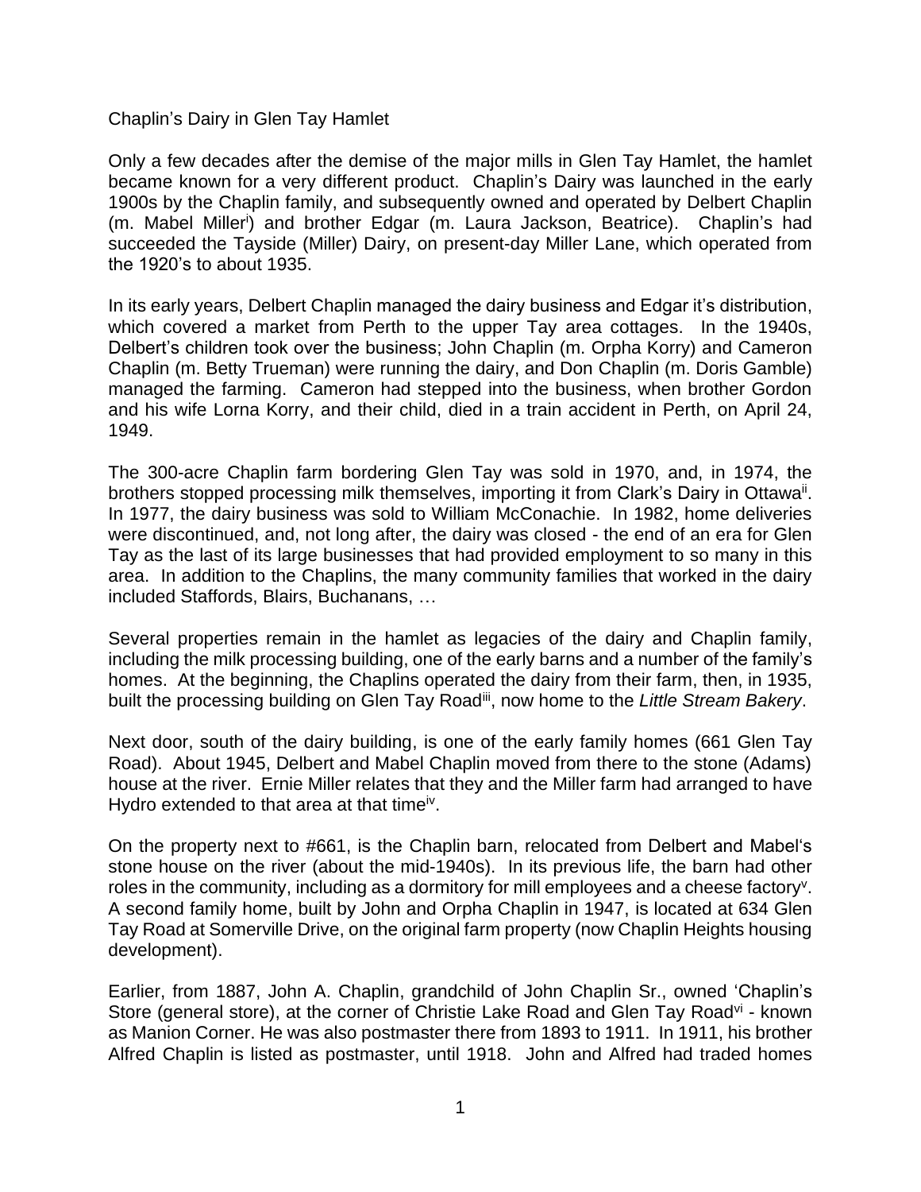# Chaplin's Dairy in Glen Tay Hamlet

Only a few decades after the demise of the major mills in Glen Tay Hamlet, the hamlet became known for a very different product. Chaplin's Dairy was launched in the early 1900s by the Chaplin family, and subsequently owned and operated by Delbert Chaplin (m. Mabel Miller[i]) and brother Edgar (m. Laura Jackson, Beatrice). Chaplin's had succeeded the Tayside (Miller) Dairy, on present-day Miller Lane, which operated from the 1920's to about 1935.

In its early years, Delbert Chaplin managed the dairy business and Edgar it's distribution, which covered a market from Perth to the upper Tay area cottages. In the 1940s, Delbert's children took over the business; John Chaplin (m. Orpha Korry) and Cameron Chaplin (m. Betty Trueman) were running the dairy, and Don Chaplin (m. Doris Gamble) managed the farming. Cameron had stepped into the business, when brother Gordon and his wife Lorna Korry, and their child, died in a train accident in Perth, on April 24, 1949.

The 300-acre Chaplin farm bordering Glen Tay was sold in 1970, and, in 1974, the brothers stopped processing milk themselves, importing it from Clark's Dairy in Ottawa[ii]. In 1977, the dairy business was sold to William McConachie. In 1982, home deliveries were discontinued, and, not long after, the dairy was closed - the end of an era for Glen Tay as the last of its large businesses that had provided employment to so many in this area. In addition to the Chaplins, the many community families that worked in the dairy included Staffords, Blairs, Buchanans, …

Several properties remain in the hamlet as legacies of the dairy and Chaplin family, including the milk processing building, one of the early barns and a number of the family's homes. At the beginning, the Chaplins operated the dairy from their farm, then, in 1935, built the processing building on Glen Tay Road[iii], now home to the *Little Stream Bakery*.

Next door, south of the dairy building, is one of the early family homes (661 Glen Tay Road). About 1945, Delbert and Mabel Chaplin moved from there to the stone (Adams) house at the river. Ernie Miller relates that they and the Miller farm had arranged to have Hydro extended to that area at that time[iv].

On the property next to #661, is the Chaplin barn, relocated from Delbert and Mabel's stone house on the river (about the mid-1940s). In its previous life, the barn had other roles in the community, including as a dormitory for mill employees and a cheese factory[v]. A second family home, built by John and Orpha Chaplin in 1947, is located at 634 Glen Tay Road at Somerville Drive, on the original farm property (now Chaplin Heights housing development).

Earlier, from 1887, John A. Chaplin, grandchild of John Chaplin Sr., owned 'Chaplin's Store (general store), at the corner of Christie Lake Road and Glen Tay Road[vi] - known as Manion Corner. He was also postmaster there from 1893 to 1911. In 1911, his brother Alfred Chaplin is listed as postmaster, until 1918. John and Alfred had traded homes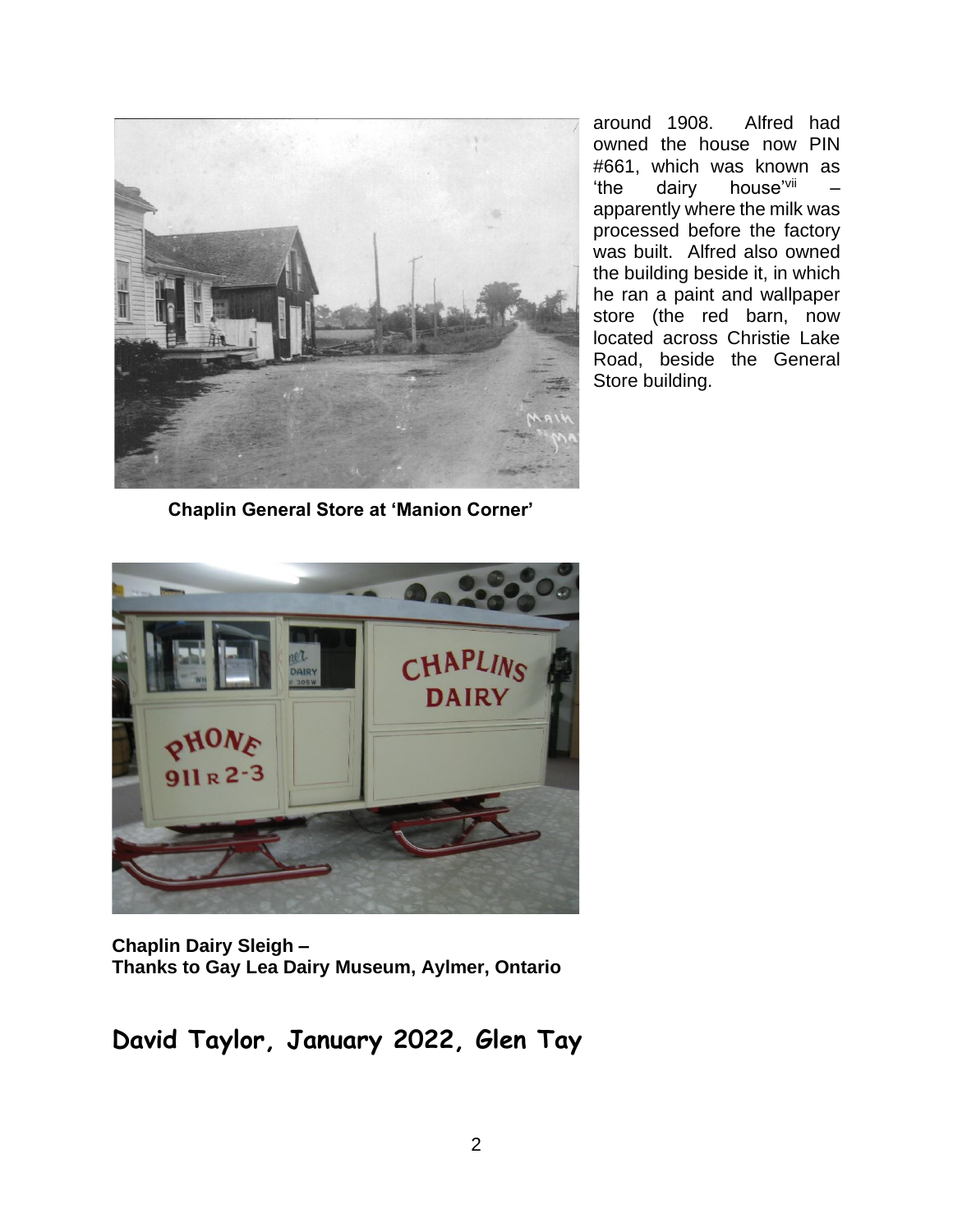around 1908. Alfred had owned the house now PIN #661, which was known as 'the dairy house'[vii] – apparently where the milk was processed before the factory was built. Alfred also owned the building beside it, in which he ran a paint and wallpaper store (the red barn, now located across Christie Lake Road, beside the General Store building.

**Chaplin General Store at 'Manion Corner'**

**Chaplin Dairy Sleigh –**
**Thanks to Gay Lea Dairy Museum, Aylmer, Ontario**

## David Taylor, January 2022, Glen Tay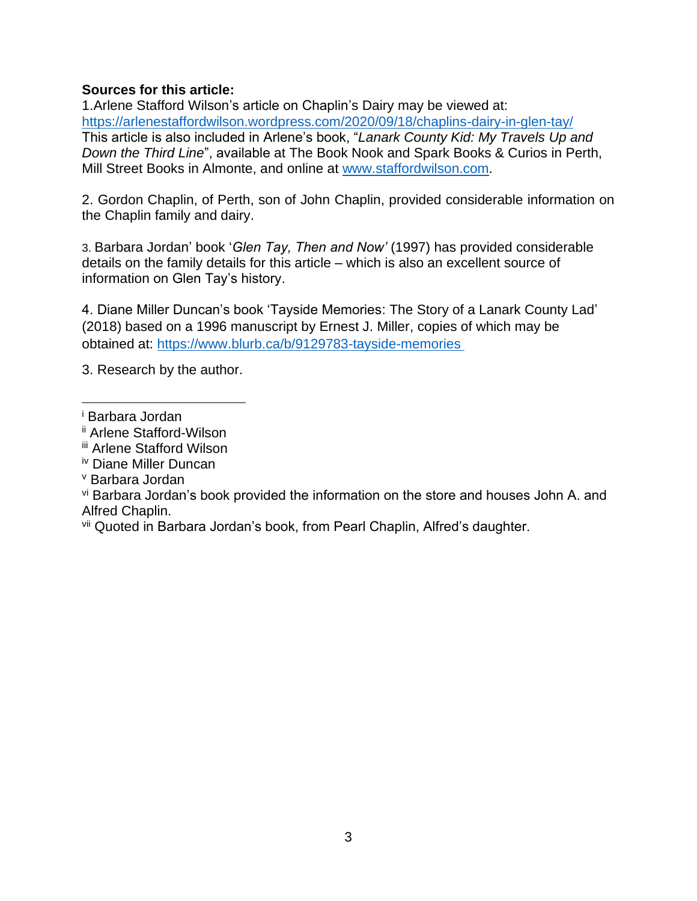**Sources for this article:**

1.Arlene Stafford Wilson's article on Chaplin's Dairy may be viewed at: https://arlenestaffordwilson.wordpress.com/2020/09/18/chaplins-dairy-in-glen-tay/
This article is also included in Arlene's book, "*Lanark County Kid: My Travels Up and Down the Third Line*", available at The Book Nook and Spark Books & Curios in Perth, Mill Street Books in Almonte, and online at www.staffordwilson.com.

2. Gordon Chaplin, of Perth, son of John Chaplin, provided considerable information on the Chaplin family and dairy.

3. Barbara Jordan' book '*Glen Tay, Then and Now'* (1997) has provided considerable details on the family details for this article – which is also an excellent source of information on Glen Tay's history.

4. Diane Miller Duncan's book 'Tayside Memories: The Story of a Lanark County Lad' (2018) based on a 1996 manuscript by Ernest J. Miller, copies of which may be obtained at: https://www.blurb.ca/b/9129783-tayside-memories

3. Research by the author.

---

[i] Barbara Jordan

[ii] Arlene Stafford-Wilson

[iii] Arlene Stafford Wilson

[iv] Diane Miller Duncan

[v] Barbara Jordan

[vi] Barbara Jordan's book provided the information on the store and houses John A. and Alfred Chaplin.

[vii] Quoted in Barbara Jordan's book, from Pearl Chaplin, Alfred's daughter.